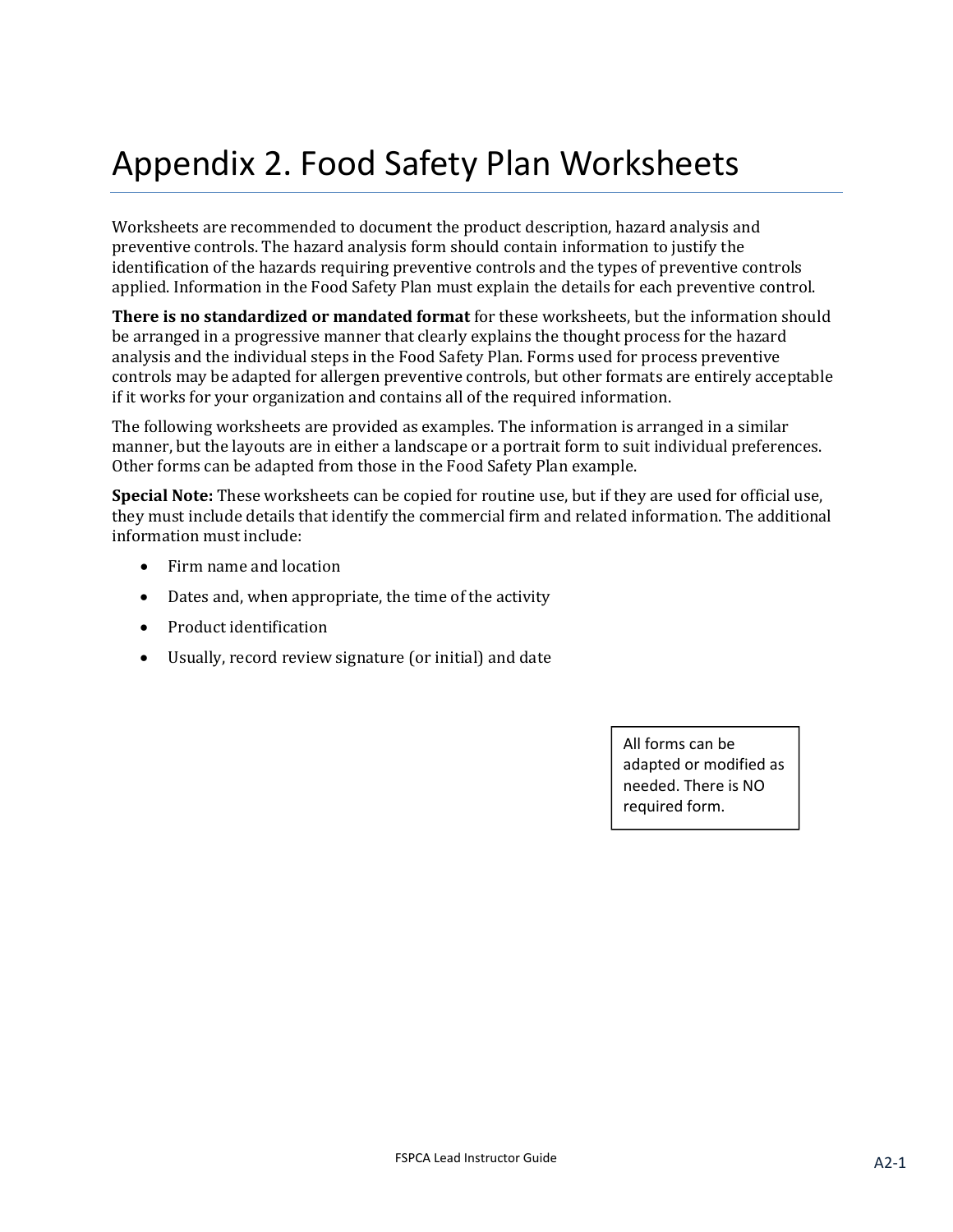# Appendix 2. Food Safety Plan Worksheets

Worksheets are recommended to document the product description, hazard analysis and preventive controls. The hazard analysis form should contain information to justify the identification of the hazards requiring preventive controls and the types of preventive controls applied. Information in the Food Safety Plan must explain the details for each preventive control.

**There is no standardized or mandated format** for these worksheets, but the information should be arranged in a progressive manner that clearly explains the thought process for the hazard analysis and the individual steps in the Food Safety Plan. Forms used for process preventive controls may be adapted for allergen preventive controls, but other formats are entirely acceptable if it works for your organization and contains all of the required information.

The following worksheets are provided as examples. The information is arranged in a similar manner, but the layouts are in either a landscape or a portrait form to suit individual preferences. Other forms can be adapted from those in the Food Safety Plan example.

**Special Note:** These worksheets can be copied for routine use, but if they are used for official use, they must include details that identify the commercial firm and related information. The additional information must include:

- Firm name and location
- Dates and, when appropriate, the time of the activity
- Product identification
- Usually, record review signature (or initial) and date

All forms can be adapted or modified as needed. There is NO required form.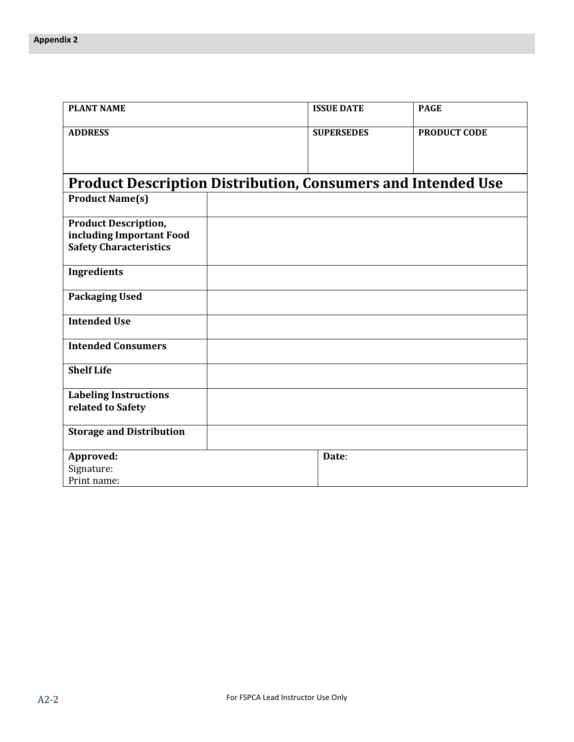| PLANT NAME | ISSUE DATE | PAGE |
| --- | --- | --- |
| ADDRESS | SUPERSEDES | PRODUCT CODE |

## Product Description Distribution, Consumers and Intended Use

| | |
| --- | --- |
| **Product Name(s)** | |
| **Product Description, including Important Food Safety Characteristics** | |
| **Ingredients** | |
| **Packaging Used** | |
| **Intended Use** | |
| **Intended Consumers** | |
| **Shelf Life** | |
| **Labeling Instructions related to Safety** | |
| **Storage and Distribution** | |

| | |
| --- | --- |
| **Approved:**<br>Signature:<br>Print name: | **Date**: |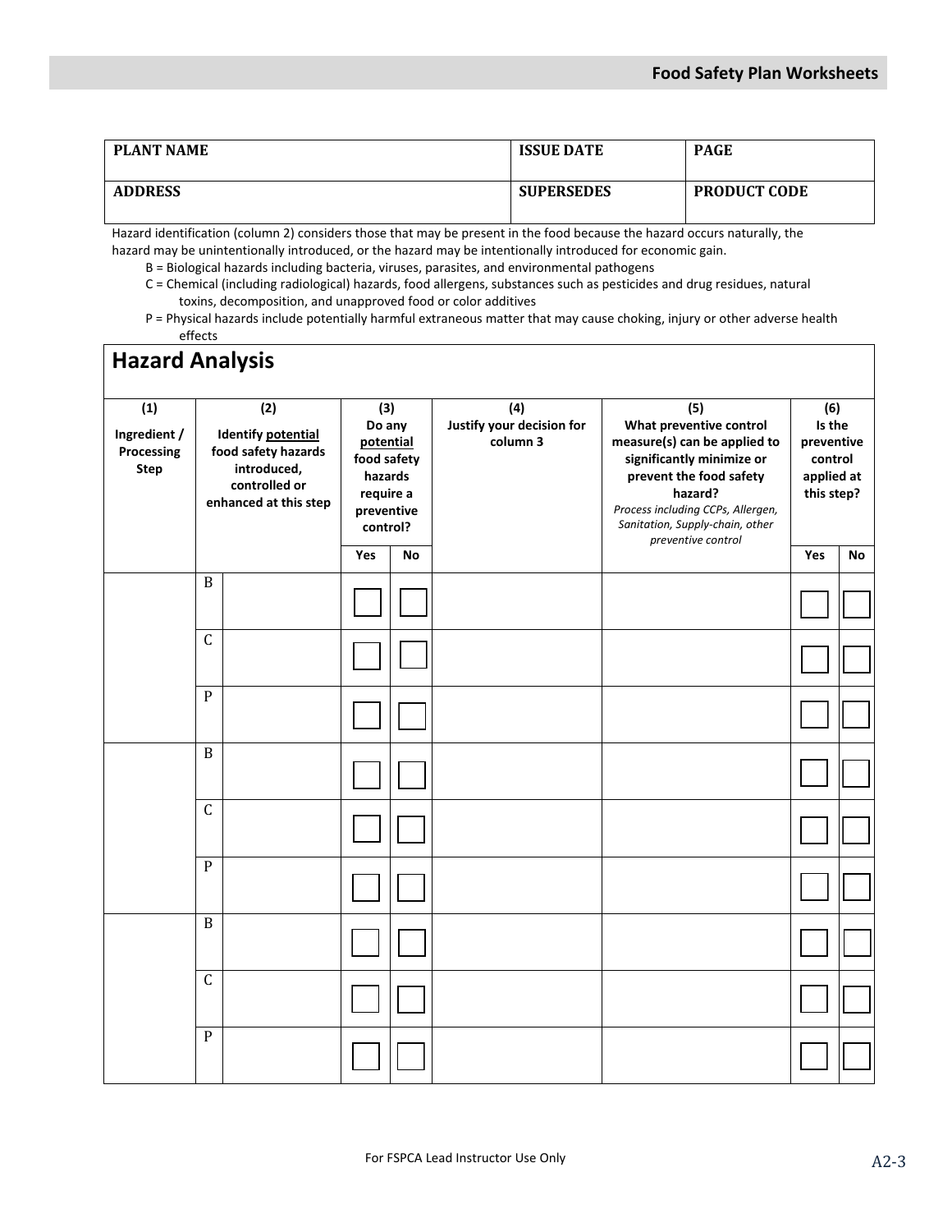| PLANT NAME | ISSUE DATE | PAGE |
| --- | --- | --- |
| ADDRESS | SUPERSEDES | PRODUCT CODE |

Hazard identification (column 2) considers those that may be present in the food because the hazard occurs naturally, the hazard may be unintentionally introduced, or the hazard may be intentionally introduced for economic gain.

- B = Biological hazards including bacteria, viruses, parasites, and environmental pathogens
- C = Chemical (including radiological) hazards, food allergens, substances such as pesticides and drug residues, natural toxins, decomposition, and unapproved food or color additives
- P = Physical hazards include potentially harmful extraneous matter that may cause choking, injury or other adverse health effects

## Hazard Analysis

| (1) Ingredient / Processing Step | (2) Identify potential food safety hazards introduced, controlled or enhanced at this step | | (3) Do any potential food safety hazards require a preventive control? | | (4) Justify your decision for column 3 | (5) What preventive control measure(s) can be applied to significantly minimize or prevent the food safety hazard? *Process including CCPs, Allergen, Sanitation, Supply-chain, other preventive control* | (6) Is the preventive control applied at this step? | |
| --- | --- | --- | --- | --- | --- | --- | --- | --- |
| | | | Yes | No | | | Yes | No |
| | B | | ☐ | ☐ | | | ☐ | ☐ |
| | C | | ☐ | ☐ | | | ☐ | ☐ |
| | P | | ☐ | ☐ | | | ☐ | ☐ |
| | B | | ☐ | ☐ | | | ☐ | ☐ |
| | C | | ☐ | ☐ | | | ☐ | ☐ |
| | P | | ☐ | ☐ | | | ☐ | ☐ |
| | B | | ☐ | ☐ | | | ☐ | ☐ |
| | C | | ☐ | ☐ | | | ☐ | ☐ |
| | P | | ☐ | ☐ | | | ☐ | ☐ |

For FSPCA Lead Instructor Use Only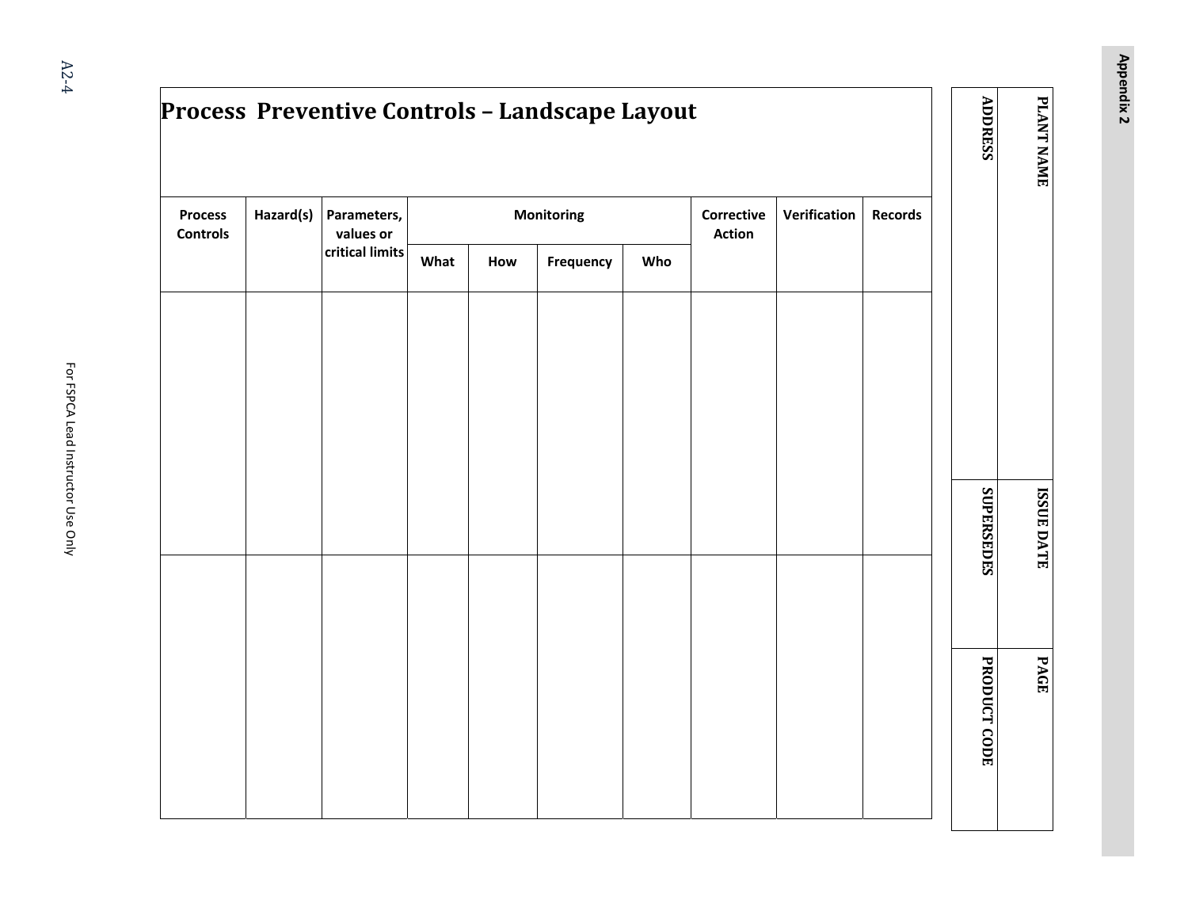| PLANT NAME | ISSUE DATE | PAGE |
| --- | --- | --- |
| **ADDRESS** | **SUPERSEDES** | **PRODUCT CODE** |

# Process Preventive Controls – Landscape Layout

| Process Controls | Hazard(s) | Parameters, values or critical limits | Monitoring | | | | Corrective Action | Verification | Records |
| --- | --- | --- | --- | --- | --- | --- | --- | --- | --- |
| | | | What | How | Frequency | Who | | | |
| | | | | | | | | | |
| | | | | | | | | | |

For FSPCA Lead Instructor Use Only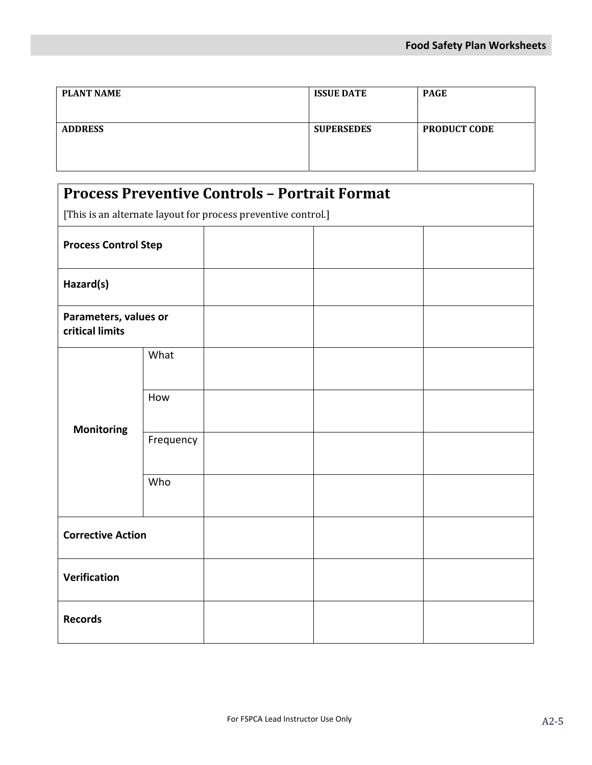| PLANT NAME | ISSUE DATE | PAGE |
|---|---|---|
| ADDRESS | SUPERSEDES | PRODUCT CODE |

| Process Preventive Controls – Portrait Format<br>[This is an alternate layout for process preventive control.] | | | | |
|---|---|---|---|---|
| **Process Control Step** | | | | |
| **Hazard(s)** | | | | |
| **Parameters, values or critical limits** | | | | |
| **Monitoring** | What | | | |
| | How | | | |
| | Frequency | | | |
| | Who | | | |
| **Corrective Action** | | | | |
| **Verification** | | | | |
| **Records** | | | | |

For FSPCA Lead Instructor Use Only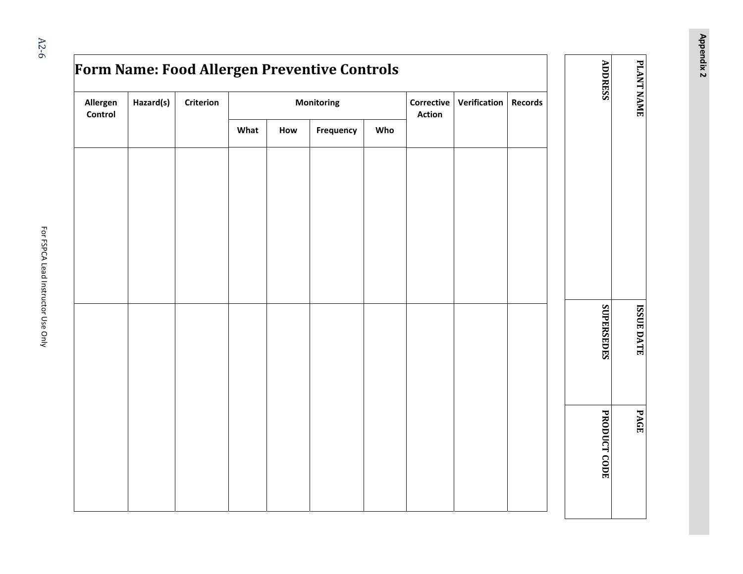| PLANT NAME | ISSUE DATE | PAGE |
|---|---|---|
| ADDRESS | SUPERSEDES | PRODUCT CODE |

# Form Name: Food Allergen Preventive Controls

| Allergen Control | Hazard(s) | Criterion | Monitoring | | | | Corrective Action | Verification | Records |
|---|---|---|---|---|---|---|---|---|---|
| | | | What | How | Frequency | Who | | | |
| | | | | | | | | | |
| | | | | | | | | | |

For FSPCA Lead Instructor Use Only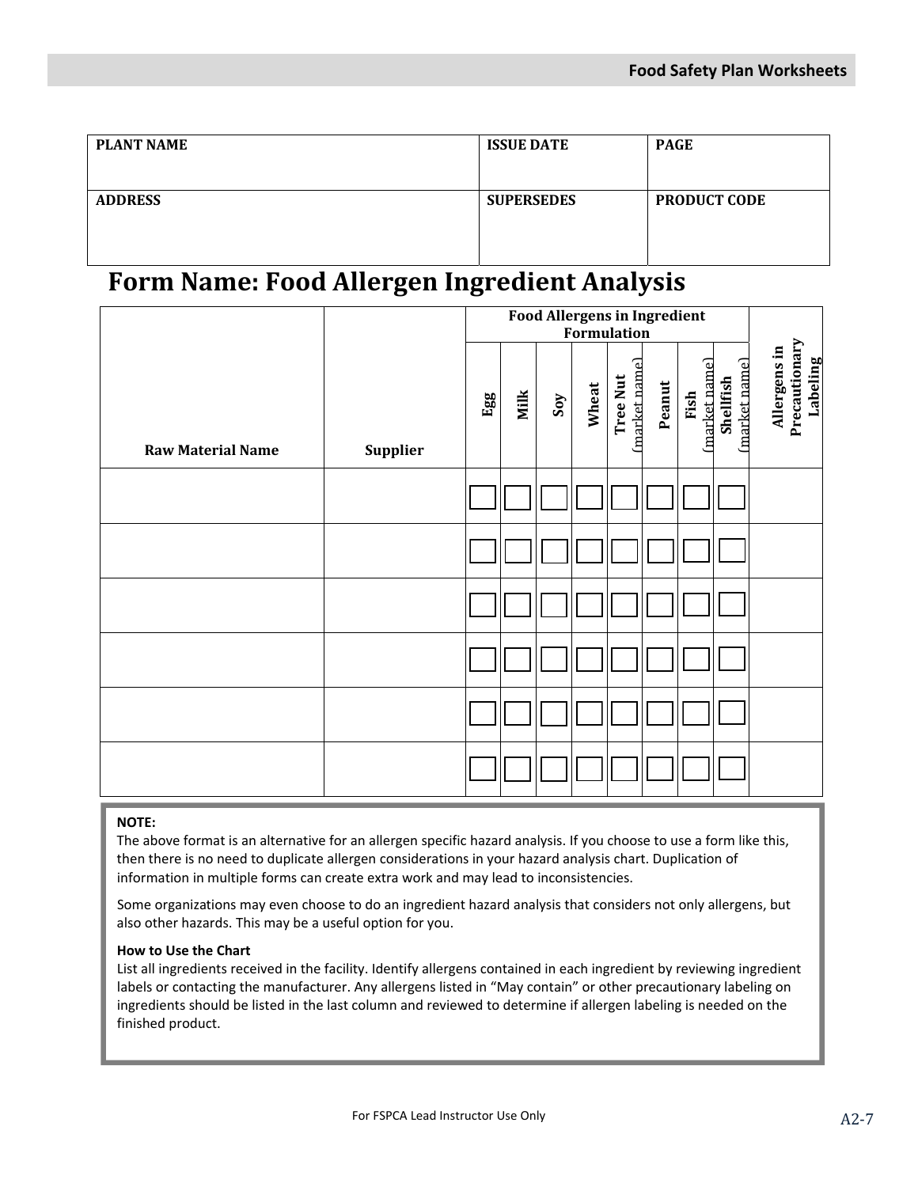| PLANT NAME | ISSUE DATE | PAGE |
|---|---|---|
| ADDRESS | SUPERSEDES | PRODUCT CODE |

# Form Name: Food Allergen Ingredient Analysis

| Raw Material Name | Supplier | Food Allergens in Ingredient Formulation | | | | | | | | Allergens in Precautionary Labeling |
|---|---|---|---|---|---|---|---|---|---|---|
| | | Egg | Milk | Soy | Wheat | Tree Nut (market name) | Peanut | Fish (market name) | Shellfish (market name) | |
| | | ☐ | ☐ | ☐ | ☐ | ☐ | ☐ | ☐ | ☐ | |
| | | ☐ | ☐ | ☐ | ☐ | ☐ | ☐ | ☐ | ☐ | |
| | | ☐ | ☐ | ☐ | ☐ | ☐ | ☐ | ☐ | ☐ | |
| | | ☐ | ☐ | ☐ | ☐ | ☐ | ☐ | ☐ | ☐ | |
| | | ☐ | ☐ | ☐ | ☐ | ☐ | ☐ | ☐ | ☐ | |
| | | ☐ | ☐ | ☐ | ☐ | ☐ | ☐ | ☐ | ☐ | |

**NOTE:**

The above format is an alternative for an allergen specific hazard analysis. If you choose to use a form like this, then there is no need to duplicate allergen considerations in your hazard analysis chart. Duplication of information in multiple forms can create extra work and may lead to inconsistencies.

Some organizations may even choose to do an ingredient hazard analysis that considers not only allergens, but also other hazards. This may be a useful option for you.

**How to Use the Chart**

List all ingredients received in the facility. Identify allergens contained in each ingredient by reviewing ingredient labels or contacting the manufacturer. Any allergens listed in "May contain" or other precautionary labeling on ingredients should be listed in the last column and reviewed to determine if allergen labeling is needed on the finished product.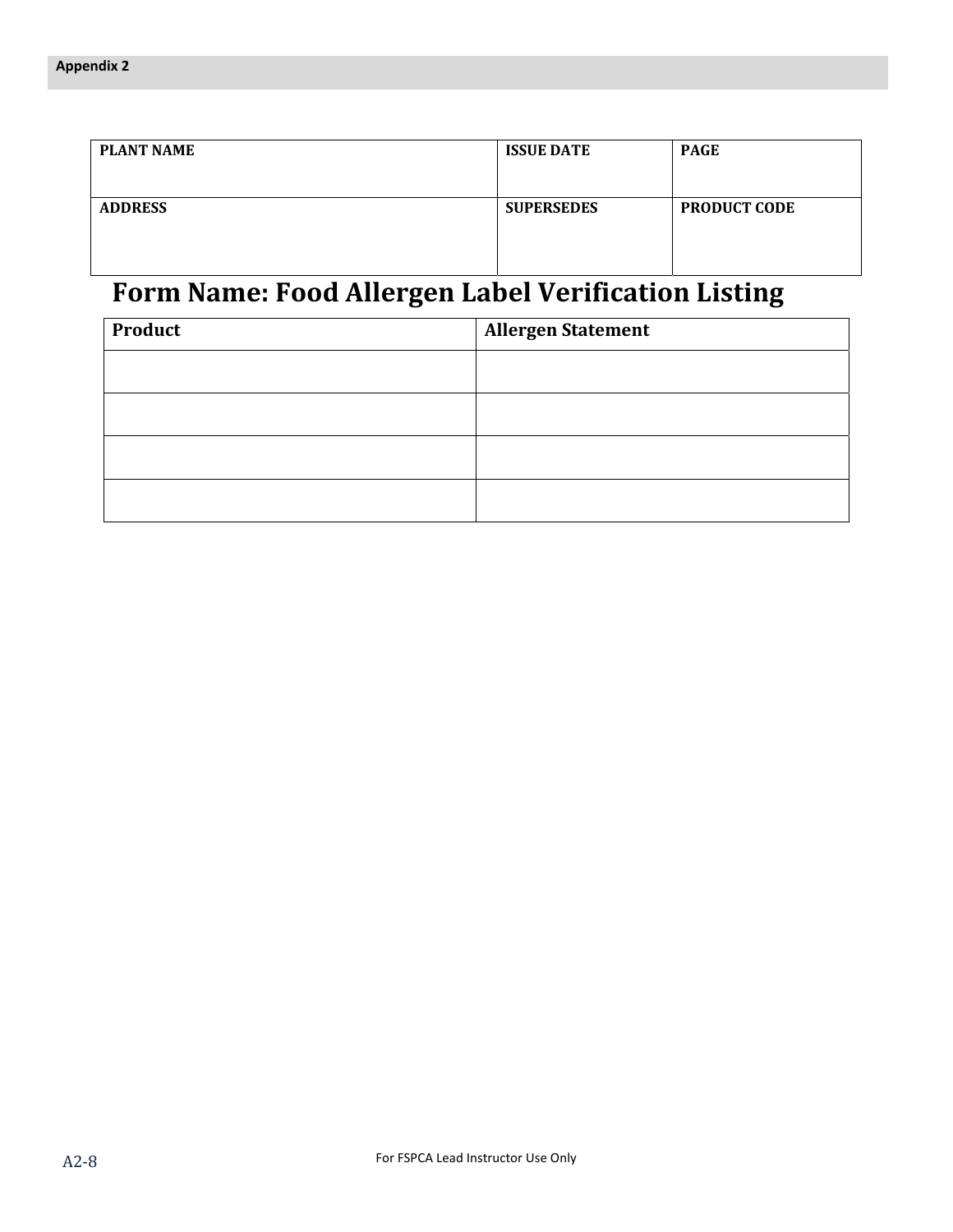| PLANT NAME | ISSUE DATE | PAGE |
| --- | --- | --- |
| ADDRESS | SUPERSEDES | PRODUCT CODE |

# Form Name: Food Allergen Label Verification Listing

| Product | Allergen Statement |
| --- | --- |
| | |
| | |
| | |
| | |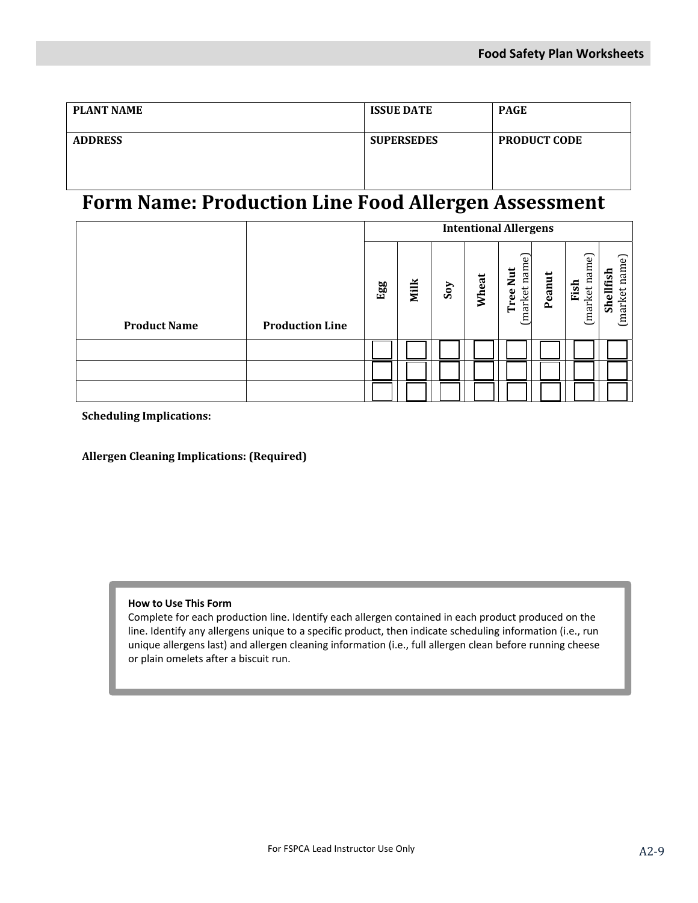| PLANT NAME | ISSUE DATE | PAGE |
| --- | --- | --- |
| ADDRESS | SUPERSEDES | PRODUCT CODE |

# Form Name: Production Line Food Allergen Assessment

| Product Name | Production Line | Intentional Allergens | | | | | | | |
| --- | --- | --- | --- | --- | --- | --- | --- | --- | --- |
| | | Egg | Milk | Soy | Wheat | Tree Nut (market name) | Peanut | Fish (market name) | Shellfish (market name) |
| | | ☐ | ☐ | ☐ | ☐ | ☐ | ☐ | ☐ | ☐ |
| | | ☐ | ☐ | ☐ | ☐ | ☐ | ☐ | ☐ | ☐ |
| | | ☐ | ☐ | ☐ | ☐ | ☐ | ☐ | ☐ | ☐ |

**Scheduling Implications:**

**Allergen Cleaning Implications: (Required)**

**How to Use This Form**

Complete for each production line. Identify each allergen contained in each product produced on the line. Identify any allergens unique to a specific product, then indicate scheduling information (i.e., run unique allergens last) and allergen cleaning information (i.e., full allergen clean before running cheese or plain omelets after a biscuit run.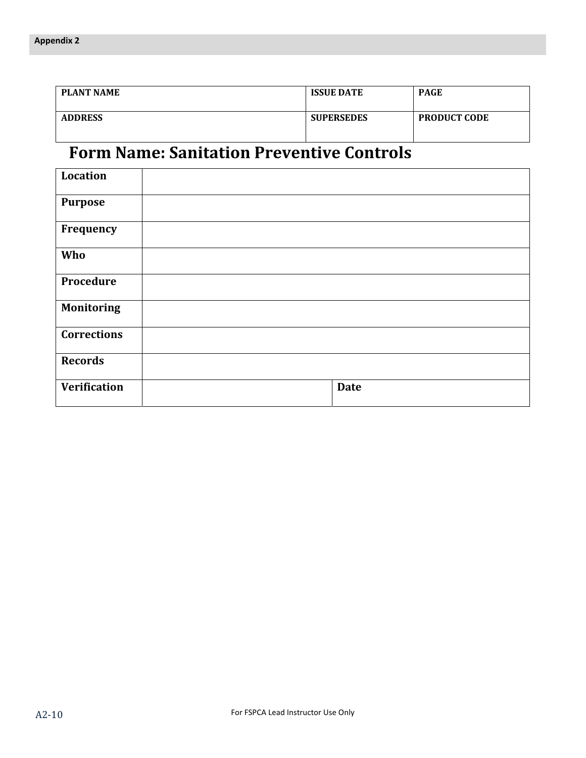| PLANT NAME | ISSUE DATE | PAGE |
| --- | --- | --- |
| ADDRESS | SUPERSEDES | PRODUCT CODE |

# Form Name: Sanitation Preventive Controls

| | | |
| --- | --- | --- |
| **Location** | | |
| **Purpose** | | |
| **Frequency** | | |
| **Who** | | |
| **Procedure** | | |
| **Monitoring** | | |
| **Corrections** | | |
| **Records** | | |
| **Verification** | | **Date** |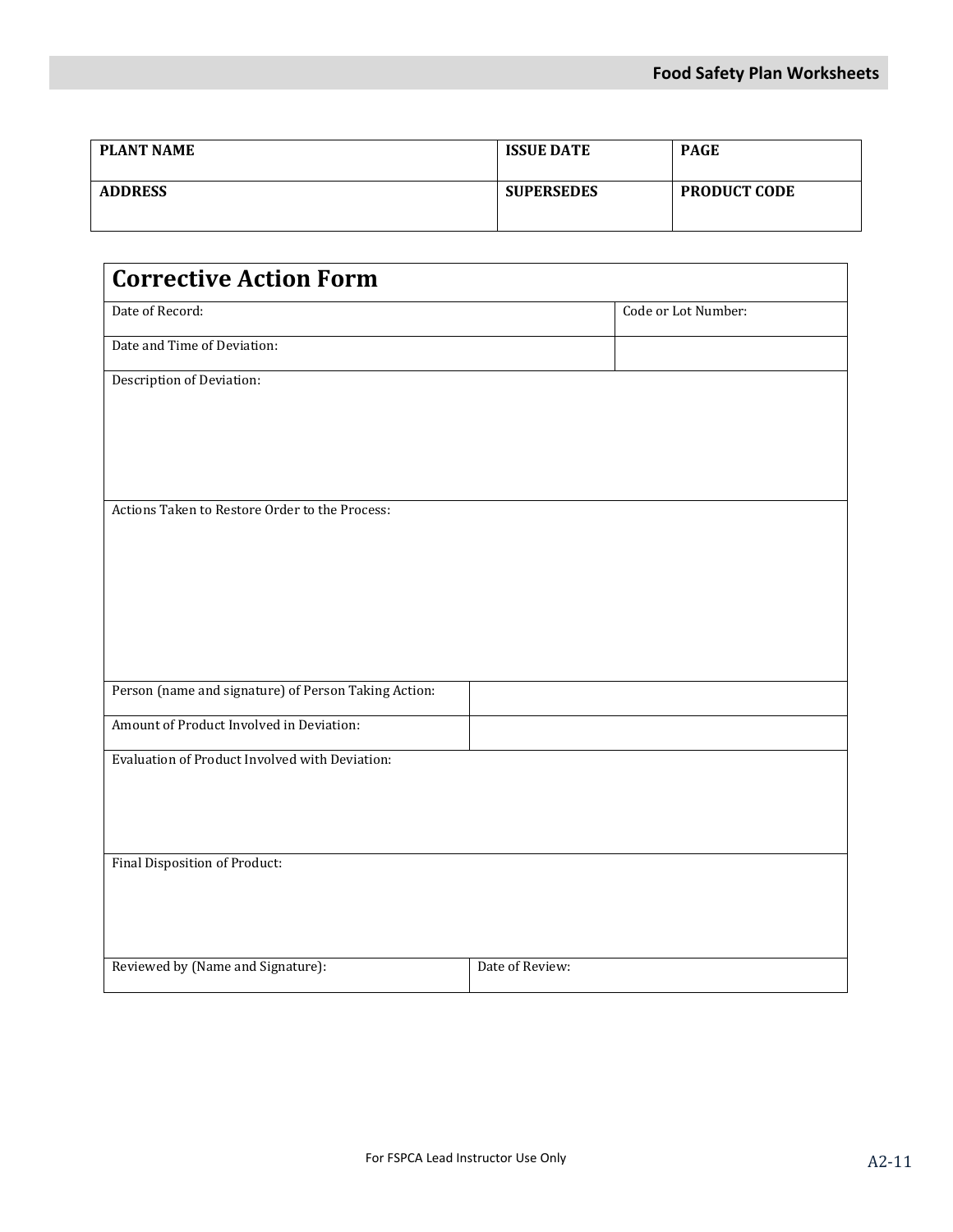| PLANT NAME | ISSUE DATE | PAGE |
|---|---|---|
| **ADDRESS** | **SUPERSEDES** | **PRODUCT CODE** |

## Corrective Action Form

| Date of Record: | Code or Lot Number: |
|---|---|
| Date and Time of Deviation: | |

Description of Deviation:

Actions Taken to Restore Order to the Process:

| Person (name and signature) of Person Taking Action: | |
|---|---|
| Amount of Product Involved in Deviation: | |

Evaluation of Product Involved with Deviation:

Final Disposition of Product:

| Reviewed by (Name and Signature): | Date of Review: |
|---|---|

For FSPCA Lead Instructor Use Only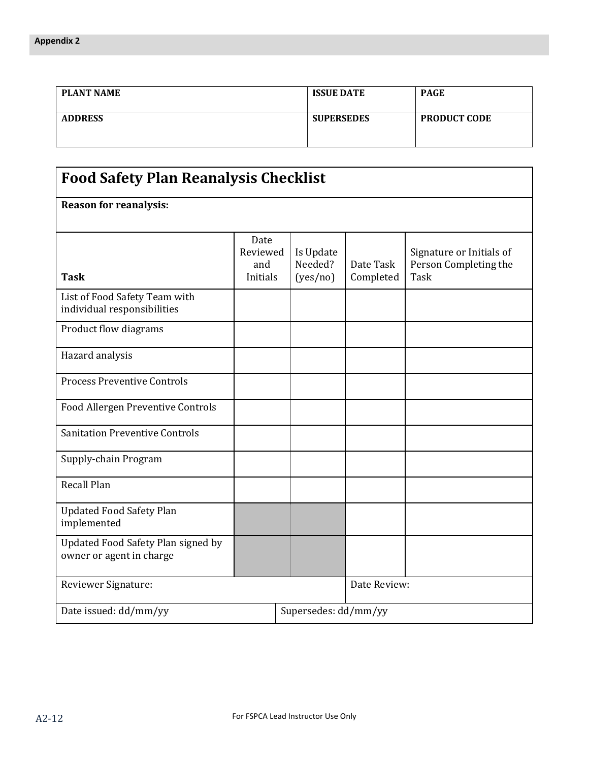**Appendix 2**

| PLANT NAME | ISSUE DATE | PAGE |
|---|---|---|
| ADDRESS | SUPERSEDES | PRODUCT CODE |

## Food Safety Plan Reanalysis Checklist

**Reason for reanalysis:**

| **Task** | Date Reviewed and Initials | Is Update Needed? (yes/no) | Date Task Completed | Signature or Initials of Person Completing the Task |
|---|---|---|---|---|
| List of Food Safety Team with individual responsibilities | | | | |
| Product flow diagrams | | | | |
| Hazard analysis | | | | |
| Process Preventive Controls | | | | |
| Food Allergen Preventive Controls | | | | |
| Sanitation Preventive Controls | | | | |
| Supply-chain Program | | | | |
| Recall Plan | | | | |
| Updated Food Safety Plan implemented | | | | |
| Updated Food Safety Plan signed by owner or agent in charge | | | | |

| | |
|---|---|
| Reviewer Signature: | Date Review: |
| Date issued: dd/mm/yy | Supersedes: dd/mm/yy |

For FSPCA Lead Instructor Use Only